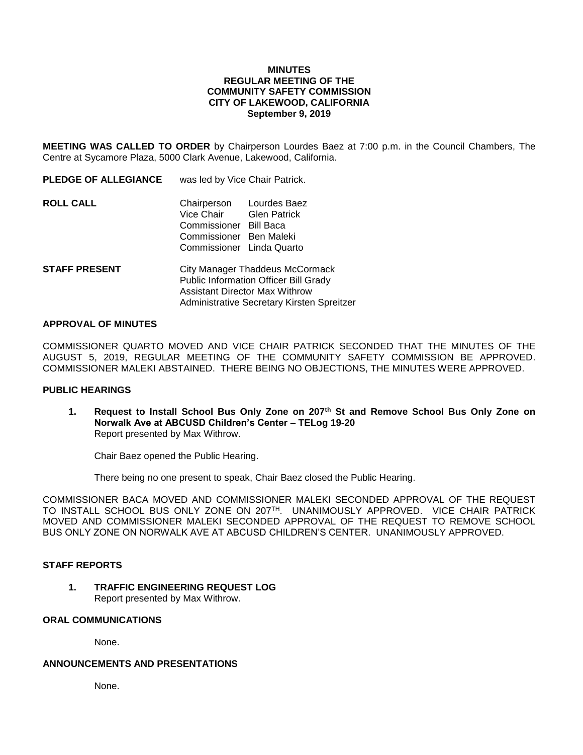# MINUTES
## REGULAR MEETING OF THE
## COMMUNITY SAFETY COMMISSION
## CITY OF LAKEWOOD, CALIFORNIA
### September 9, 2019

**MEETING WAS CALLED TO ORDER** by Chairperson Lourdes Baez at 7:00 p.m. in the Council Chambers, The Centre at Sycamore Plaza, 5000 Clark Avenue, Lakewood, California.

**PLEDGE OF ALLEGIANCE** was led by Vice Chair Patrick.

**ROLL CALL**

Chairperson Lourdes Baez
Vice Chair Glen Patrick
Commissioner Bill Baca
Commissioner Ben Maleki
Commissioner Linda Quarto

**STAFF PRESENT**

City Manager Thaddeus McCormack
Public Information Officer Bill Grady
Assistant Director Max Withrow
Administrative Secretary Kirsten Spreitzer

**APPROVAL OF MINUTES**

COMMISSIONER QUARTO MOVED AND VICE CHAIR PATRICK SECONDED THAT THE MINUTES OF THE AUGUST 5, 2019, REGULAR MEETING OF THE COMMUNITY SAFETY COMMISSION BE APPROVED. COMMISSIONER MALEKI ABSTAINED. THERE BEING NO OBJECTIONS, THE MINUTES WERE APPROVED.

**PUBLIC HEARINGS**

1. **Request to Install School Bus Only Zone on 207th St and Remove School Bus Only Zone on Norwalk Ave at ABCUSD Children's Center – TELog 19-20**
   Report presented by Max Withrow.

   Chair Baez opened the Public Hearing.

   There being no one present to speak, Chair Baez closed the Public Hearing.

COMMISSIONER BACA MOVED AND COMMISSIONER MALEKI SECONDED APPROVAL OF THE REQUEST TO INSTALL SCHOOL BUS ONLY ZONE ON 207TH. UNANIMOUSLY APPROVED. VICE CHAIR PATRICK MOVED AND COMMISSIONER MALEKI SECONDED APPROVAL OF THE REQUEST TO REMOVE SCHOOL BUS ONLY ZONE ON NORWALK AVE AT ABCUSD CHILDREN'S CENTER. UNANIMOUSLY APPROVED.

**STAFF REPORTS**

1. **TRAFFIC ENGINEERING REQUEST LOG**
   Report presented by Max Withrow.

**ORAL COMMUNICATIONS**

None.

**ANNOUNCEMENTS AND PRESENTATIONS**

None.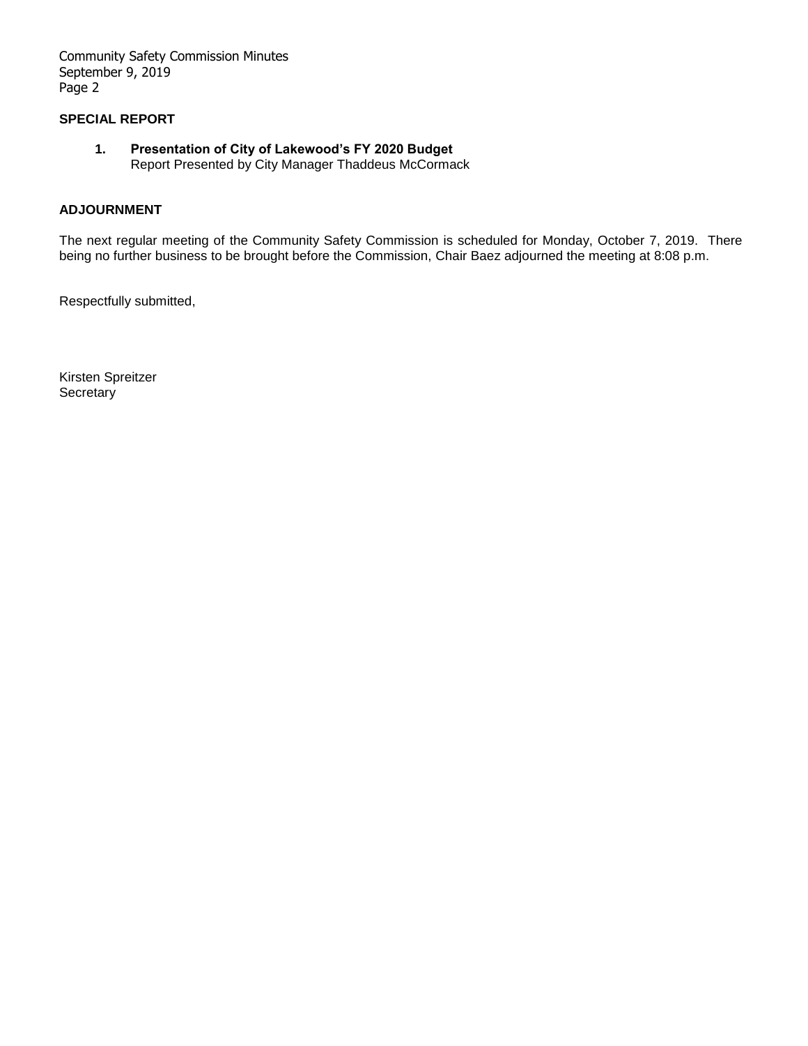## SPECIAL REPORT

1. **Presentation of City of Lakewood's FY 2020 Budget**
   Report Presented by City Manager Thaddeus McCormack

## ADJOURNMENT

The next regular meeting of the Community Safety Commission is scheduled for Monday, October 7, 2019. There being no further business to be brought before the Commission, Chair Baez adjourned the meeting at 8:08 p.m.

Respectfully submitted,

Kirsten Spreitzer
Secretary